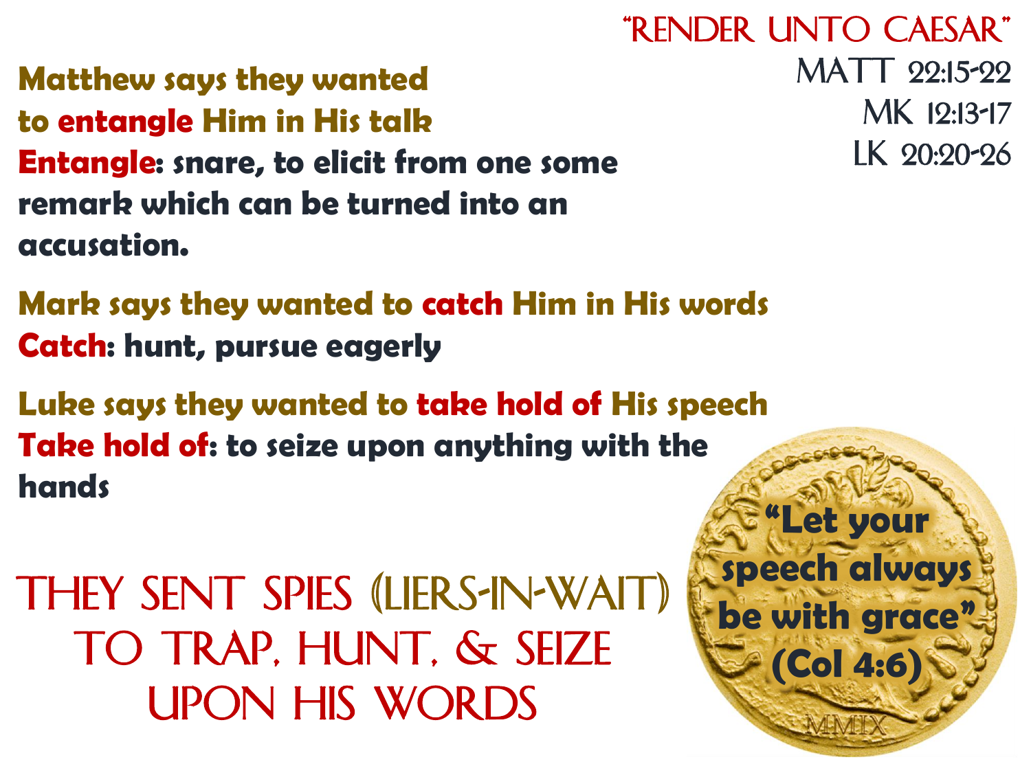# "RENDER UNTO CAESAR"

MATT 22:15-22
MK 12:13-17
LK 20:20-26

**Matthew says they wanted to entangle Him in His talk**
**Entangle: snare, to elicit from one some remark which can be turned into an accusation.**

**Mark says they wanted to catch Him in His words**
**Catch: hunt, pursue eagerly**

**Luke says they wanted to take hold of His speech**
**Take hold of: to seize upon anything with the hands**

## THEY SENT SPIES (LIERS-IN-WAIT) TO TRAP, HUNT, & SEIZE UPON HIS WORDS

**"Let your speech always be with grace" (Col 4:6)**

MMIX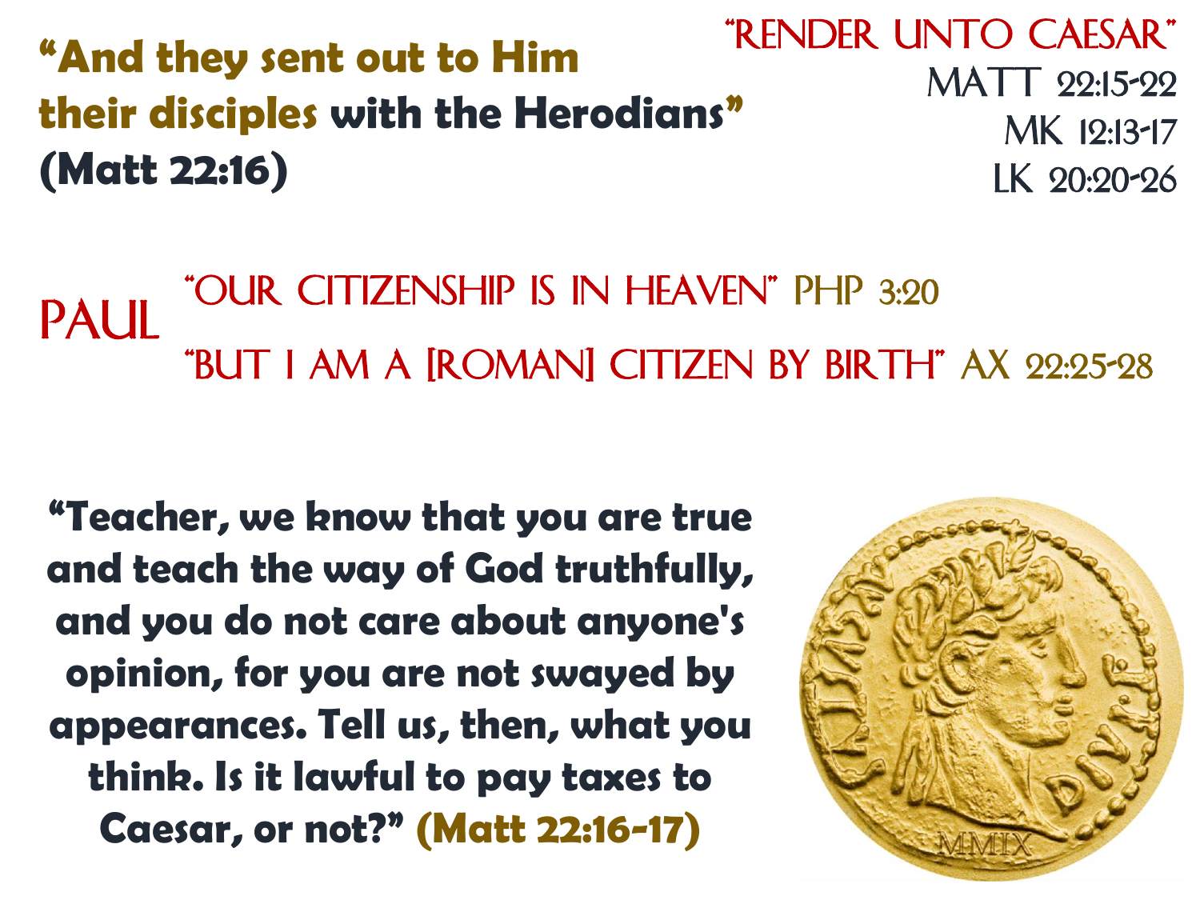"And they sent out to Him their disciples with the Herodians" (Matt 22:16)

"RENDER UNTO CAESAR"
MATT 22:15-22
MK 12:13-17
LK 20:20-26

PAUL
"OUR CITIZENSHIP IS IN HEAVEN" PHP 3:20
"BUT I AM A [ROMAN] CITIZEN BY BIRTH" AX 22:25-28

"Teacher, we know that you are true and teach the way of God truthfully, and you do not care about anyone's opinion, for you are not swayed by appearances. Tell us, then, what you think. Is it lawful to pay taxes to Caesar, or not?" (Matt 22:16-17)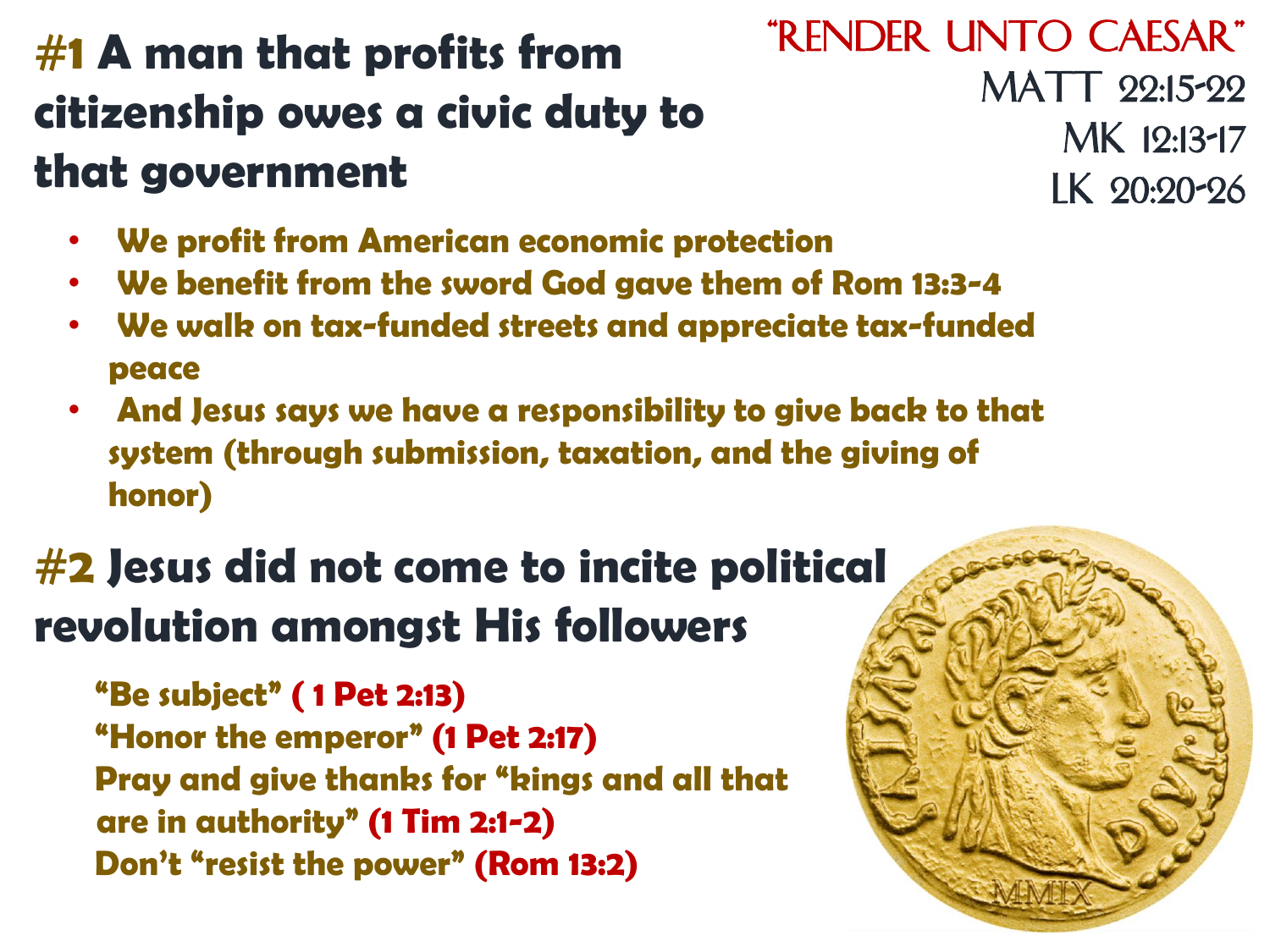"RENDER UNTO CAESAR"
MATT 22:15-22
MK 12:13-17
LK 20:20-26

## #1 A man that profits from citizenship owes a civic duty to that government

- We profit from American economic protection
- We benefit from the sword God gave them of Rom 13:3-4
- We walk on tax-funded streets and appreciate tax-funded peace
- And Jesus says we have a responsibility to give back to that system (through submission, taxation, and the giving of honor)

## #2 Jesus did not come to incite political revolution amongst His followers

"Be subject" ( 1 Pet 2:13)
"Honor the emperor" (1 Pet 2:17)
Pray and give thanks for "kings and all that are in authority" (1 Tim 2:1-2)
Don't "resist the power" (Rom 13:2)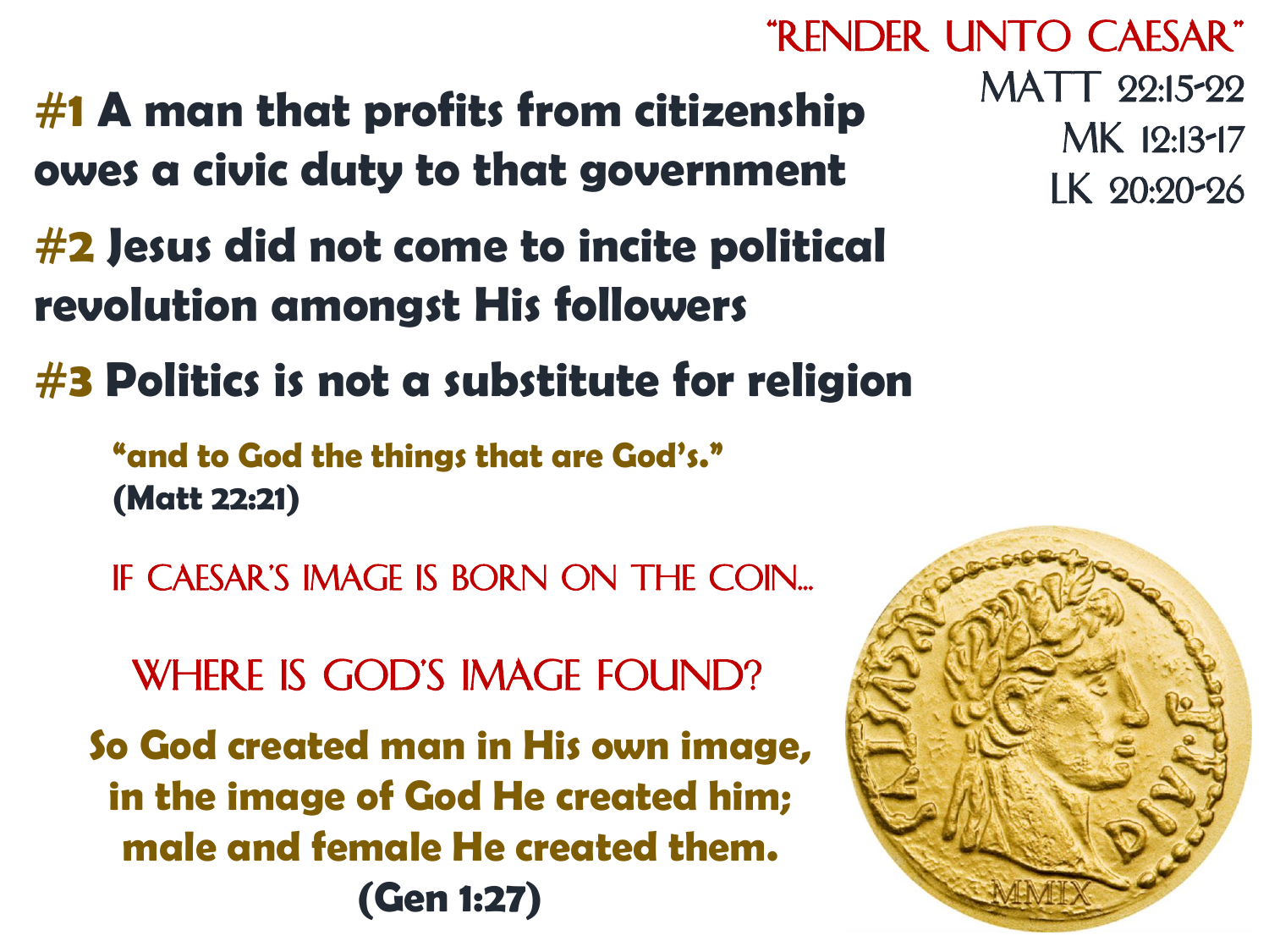## "RENDER UNTO CAESAR"

MATT 22:15-22
MK 12:13-17
LK 20:20-26

**#1 A man that profits from citizenship owes a civic duty to that government**

**#2 Jesus did not come to incite political revolution amongst His followers**

**#3 Politics is not a substitute for religion**

**"and to God the things that are God's."**
**(Matt 22:21)**

IF CAESAR'S IMAGE IS BORN ON THE COIN...

WHERE IS GOD'S IMAGE FOUND?

**So God created man in His own image,**
**in the image of God He created him;**
**male and female He created them.**
**(Gen 1:27)**